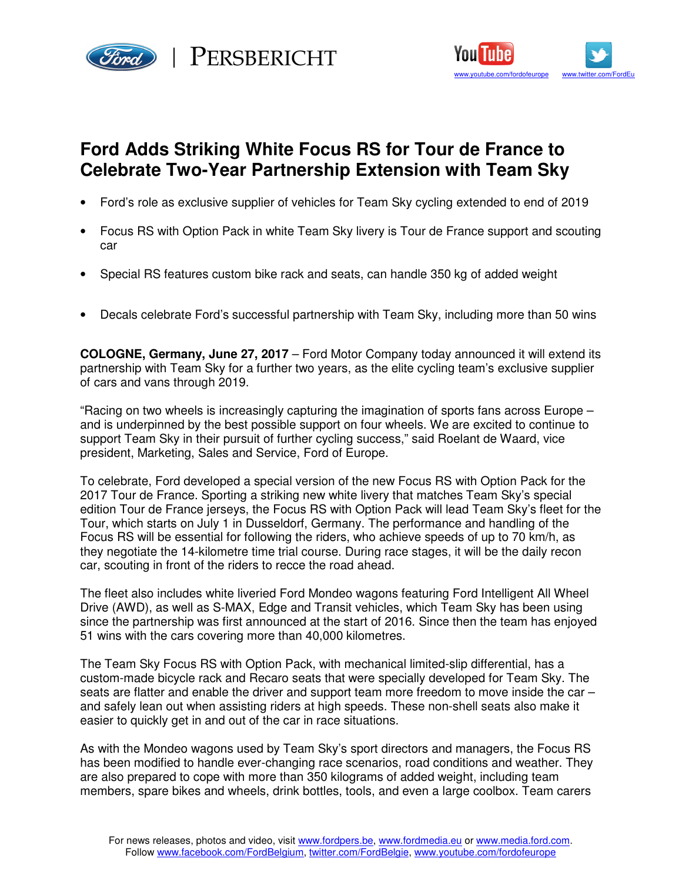# Ford Adds Striking White Focus RS for Tour de France to Celebrate Two-Year Partnership Extension with Team Sky

- Ford's role as exclusive supplier of vehicles for Team Sky cycling extended to end of 2019
- Focus RS with Option Pack in white Team Sky livery is Tour de France support and scouting car
- Special RS features custom bike rack and seats, can handle 350 kg of added weight
- Decals celebrate Ford's successful partnership with Team Sky, including more than 50 wins

**COLOGNE, Germany, June 27, 2017** – Ford Motor Company today announced it will extend its partnership with Team Sky for a further two years, as the elite cycling team's exclusive supplier of cars and vans through 2019.

"Racing on two wheels is increasingly capturing the imagination of sports fans across Europe – and is underpinned by the best possible support on four wheels. We are excited to continue to support Team Sky in their pursuit of further cycling success," said Roelant de Waard, vice president, Marketing, Sales and Service, Ford of Europe.

To celebrate, Ford developed a special version of the new Focus RS with Option Pack for the 2017 Tour de France. Sporting a striking new white livery that matches Team Sky's special edition Tour de France jerseys, the Focus RS with Option Pack will lead Team Sky's fleet for the Tour, which starts on July 1 in Dusseldorf, Germany. The performance and handling of the Focus RS will be essential for following the riders, who achieve speeds of up to 70 km/h, as they negotiate the 14-kilometre time trial course. During race stages, it will be the daily recon car, scouting in front of the riders to recce the road ahead.

The fleet also includes white liveried Ford Mondeo wagons featuring Ford Intelligent All Wheel Drive (AWD), as well as S-MAX, Edge and Transit vehicles, which Team Sky has been using since the partnership was first announced at the start of 2016. Since then the team has enjoyed 51 wins with the cars covering more than 40,000 kilometres.

The Team Sky Focus RS with Option Pack, with mechanical limited-slip differential, has a custom-made bicycle rack and Recaro seats that were specially developed for Team Sky. The seats are flatter and enable the driver and support team more freedom to move inside the car – and safely lean out when assisting riders at high speeds. These non-shell seats also make it easier to quickly get in and out of the car in race situations.

As with the Mondeo wagons used by Team Sky's sport directors and managers, the Focus RS has been modified to handle ever-changing race scenarios, road conditions and weather. They are also prepared to cope with more than 350 kilograms of added weight, including team members, spare bikes and wheels, drink bottles, tools, and even a large coolbox. Team carers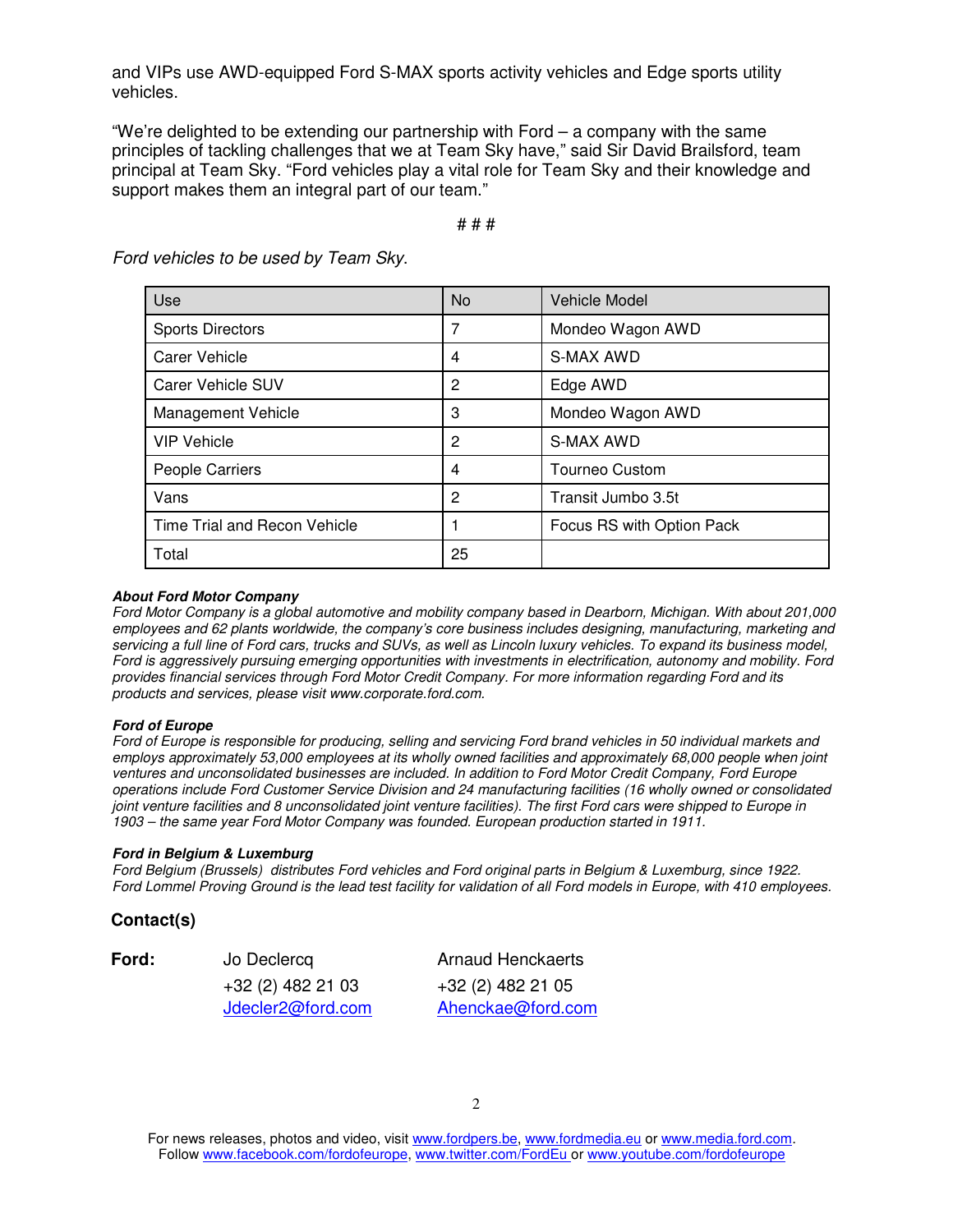and VIPs use AWD-equipped Ford S-MAX sports activity vehicles and Edge sports utility vehicles.

"We're delighted to be extending our partnership with Ford – a company with the same principles of tackling challenges that we at Team Sky have," said Sir David Brailsford, team principal at Team Sky. "Ford vehicles play a vital role for Team Sky and their knowledge and support makes them an integral part of our team."

# # #

*Ford vehicles to be used by Team Sky.*

| Use | No | Vehicle Model |
|---|---|---|
| Sports Directors | 7 | Mondeo Wagon AWD |
| Carer Vehicle | 4 | S-MAX AWD |
| Carer Vehicle SUV | 2 | Edge AWD |
| Management Vehicle | 3 | Mondeo Wagon AWD |
| VIP Vehicle | 2 | S-MAX AWD |
| People Carriers | 4 | Tourneo Custom |
| Vans | 2 | Transit Jumbo 3.5t |
| Time Trial and Recon Vehicle | 1 | Focus RS with Option Pack |
| Total | 25 | |

***About Ford Motor Company***
*Ford Motor Company is a global automotive and mobility company based in Dearborn, Michigan. With about 201,000 employees and 62 plants worldwide, the company's core business includes designing, manufacturing, marketing and servicing a full line of Ford cars, trucks and SUVs, as well as Lincoln luxury vehicles. To expand its business model, Ford is aggressively pursuing emerging opportunities with investments in electrification, autonomy and mobility. Ford provides financial services through Ford Motor Credit Company. For more information regarding Ford and its products and services, please visit www.corporate.ford.com.*

***Ford of Europe***
*Ford of Europe is responsible for producing, selling and servicing Ford brand vehicles in 50 individual markets and employs approximately 53,000 employees at its wholly owned facilities and approximately 68,000 people when joint ventures and unconsolidated businesses are included. In addition to Ford Motor Credit Company, Ford Europe operations include Ford Customer Service Division and 24 manufacturing facilities (16 wholly owned or consolidated joint venture facilities and 8 unconsolidated joint venture facilities). The first Ford cars were shipped to Europe in 1903 – the same year Ford Motor Company was founded. European production started in 1911.*

***Ford in Belgium & Luxemburg***
*Ford Belgium (Brussels) distributes Ford vehicles and Ford original parts in Belgium & Luxemburg, since 1922. Ford Lommel Proving Ground is the lead test facility for validation of all Ford models in Europe, with 410 employees.*

**Contact(s)**

| **Ford:** | Jo Declercq | Arnaud Henckaerts |
|---|---|---|
| | +32 (2) 482 21 03 | +32 (2) 482 21 05 |
| | Jdecler2@ford.com | Ahenckae@ford.com |

For news releases, photos and video, visit www.fordpers.be, www.fordmedia.eu or www.media.ford.com.
Follow www.facebook.com/fordofeurope, www.twitter.com/FordEu or www.youtube.com/fordofeurope